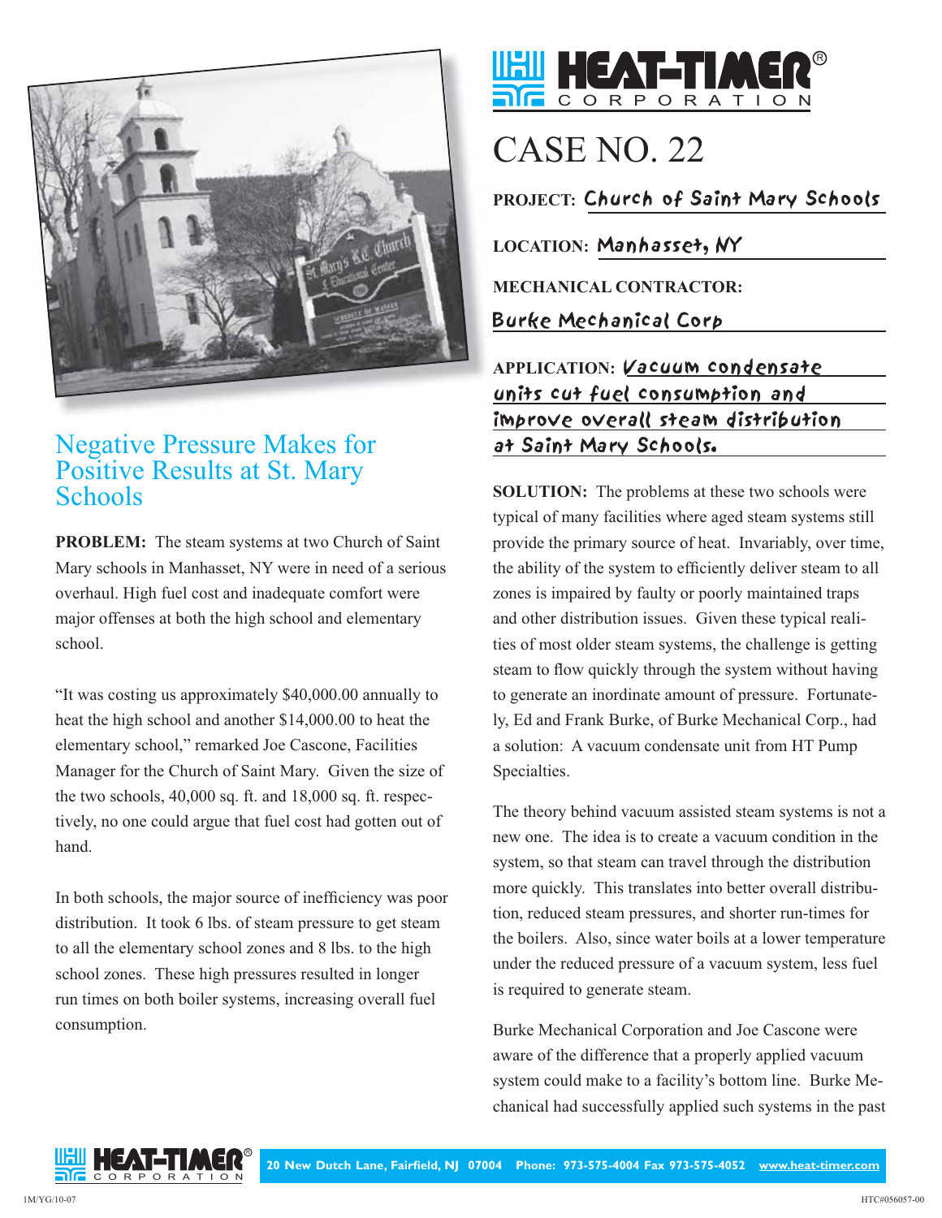# Negative Pressure Makes for Positive Results at St. Mary Schools

**PROBLEM:** The steam systems at two Church of Saint Mary schools in Manhasset, NY were in need of a serious overhaul. High fuel cost and inadequate comfort were major offenses at both the high school and elementary school.

"It was costing us approximately $40,000.00 annually to heat the high school and another $14,000.00 to heat the elementary school," remarked Joe Cascone, Facilities Manager for the Church of Saint Mary. Given the size of the two schools, 40,000 sq. ft. and 18,000 sq. ft. respectively, no one could argue that fuel cost had gotten out of hand.

In both schools, the major source of inefficiency was poor distribution. It took 6 lbs. of steam pressure to get steam to all the elementary school zones and 8 lbs. to the high school zones. These high pressures resulted in longer run times on both boiler systems, increasing overall fuel consumption.

**HEAT-TIMER® CORPORATION**

# CASE NO. 22

**PROJECT:** Church of Saint Mary Schools

**LOCATION:** Manhasset, NY

**MECHANICAL CONTRACTOR:** Burke Mechanical Corp

**APPLICATION:** Vacuum condensate units cut fuel consumption and improve overall steam distribution at Saint Mary Schools.

**SOLUTION:** The problems at these two schools were typical of many facilities where aged steam systems still provide the primary source of heat. Invariably, over time, the ability of the system to efficiently deliver steam to all zones is impaired by faulty or poorly maintained traps and other distribution issues. Given these typical realities of most older steam systems, the challenge is getting steam to flow quickly through the system without having to generate an inordinate amount of pressure. Fortunately, Ed and Frank Burke, of Burke Mechanical Corp., had a solution: A vacuum condensate unit from HT Pump Specialties.

The theory behind vacuum assisted steam systems is not a new one. The idea is to create a vacuum condition in the system, so that steam can travel through the distribution more quickly. This translates into better overall distribution, reduced steam pressures, and shorter run-times for the boilers. Also, since water boils at a lower temperature under the reduced pressure of a vacuum system, less fuel is required to generate steam.

Burke Mechanical Corporation and Joe Cascone were aware of the difference that a properly applied vacuum system could make to a facility's bottom line. Burke Mechanical had successfully applied such systems in the past

**HEAT-TIMER® CORPORATION** 20 New Dutch Lane, Fairfield, NJ 07004 Phone: 973-575-4004 Fax 973-575-4052 www.heat-timer.com

1M/YG/10-07 HTC#056057-00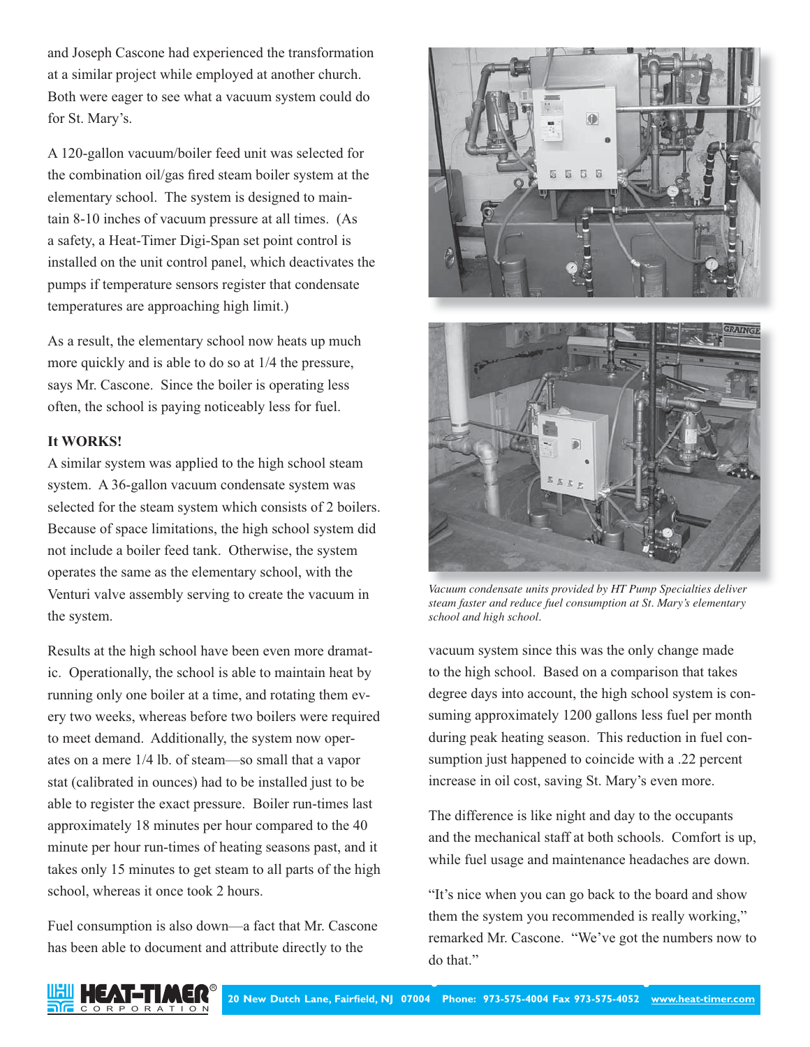and Joseph Cascone had experienced the transformation at a similar project while employed at another church. Both were eager to see what a vacuum system could do for St. Mary's.

A 120-gallon vacuum/boiler feed unit was selected for the combination oil/gas fired steam boiler system at the elementary school. The system is designed to maintain 8-10 inches of vacuum pressure at all times. (As a safety, a Heat-Timer Digi-Span set point control is installed on the unit control panel, which deactivates the pumps if temperature sensors register that condensate temperatures are approaching high limit.)

As a result, the elementary school now heats up much more quickly and is able to do so at 1/4 the pressure, says Mr. Cascone. Since the boiler is operating less often, the school is paying noticeably less for fuel.

**It WORKS!**

A similar system was applied to the high school steam system. A 36-gallon vacuum condensate system was selected for the steam system which consists of 2 boilers. Because of space limitations, the high school system did not include a boiler feed tank. Otherwise, the system operates the same as the elementary school, with the Venturi valve assembly serving to create the vacuum in the system.

Results at the high school have been even more dramatic. Operationally, the school is able to maintain heat by running only one boiler at a time, and rotating them every two weeks, whereas before two boilers were required to meet demand. Additionally, the system now operates on a mere 1/4 lb. of steam—so small that a vapor stat (calibrated in ounces) had to be installed just to be able to register the exact pressure. Boiler run-times last approximately 18 minutes per hour compared to the 40 minute per hour run-times of heating seasons past, and it takes only 15 minutes to get steam to all parts of the high school, whereas it once took 2 hours.

Fuel consumption is also down—a fact that Mr. Cascone has been able to document and attribute directly to the vacuum system since this was the only change made to the high school. Based on a comparison that takes degree days into account, the high school system is consuming approximately 1200 gallons less fuel per month during peak heating season. This reduction in fuel consumption just happened to coincide with a .22 percent increase in oil cost, saving St. Mary's even more.

*Vacuum condensate units provided by HT Pump Specialties deliver steam faster and reduce fuel consumption at St. Mary's elementary school and high school.*

The difference is like night and day to the occupants and the mechanical staff at both schools. Comfort is up, while fuel usage and maintenance headaches are down.

"It's nice when you can go back to the board and show them the system you recommended is really working," remarked Mr. Cascone. "We've got the numbers now to do that."

HEAT-TIMER® CORPORATION 20 New Dutch Lane, Fairfield, NJ 07004 Phone: 973-575-4004 Fax 973-575-4052 www.heat-timer.com